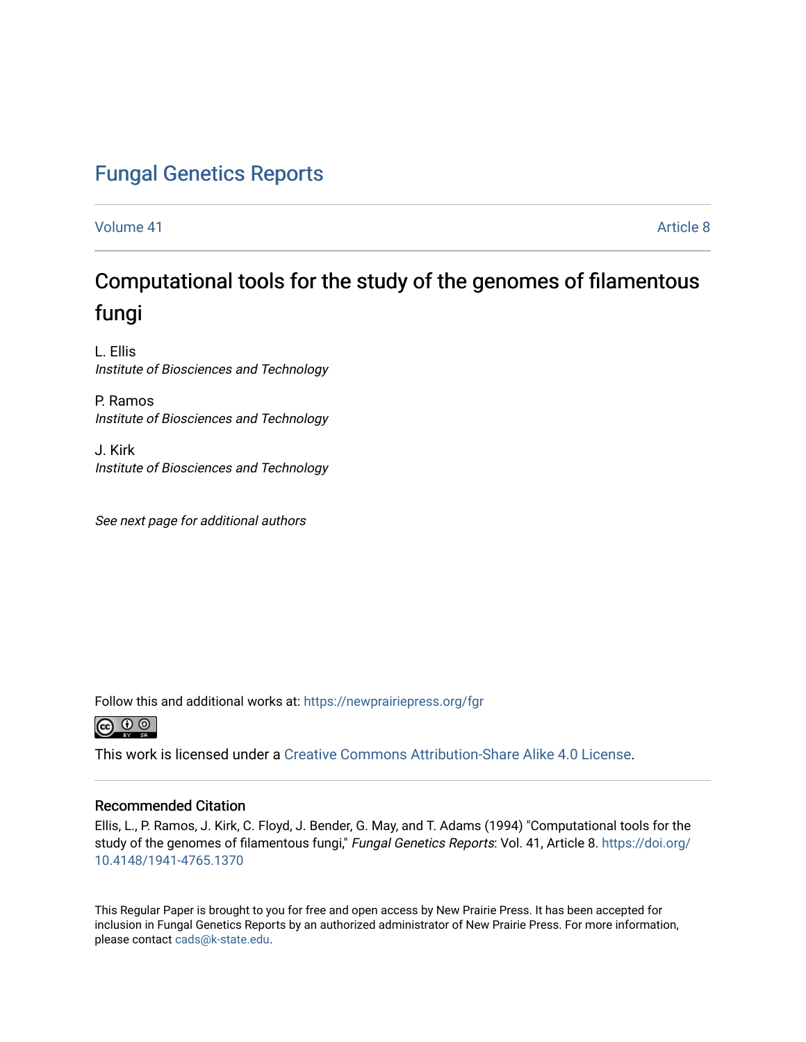# Fungal Genetics Reports

Volume 41 | Article 8

## Computational tools for the study of the genomes of filamentous fungi

L. Ellis
*Institute of Biosciences and Technology*

P. Ramos
*Institute of Biosciences and Technology*

J. Kirk
*Institute of Biosciences and Technology*

*See next page for additional authors*

Follow this and additional works at: https://newprairiepress.org/fgr

This work is licensed under a Creative Commons Attribution-Share Alike 4.0 License.

### Recommended Citation

Ellis, L., P. Ramos, J. Kirk, C. Floyd, J. Bender, G. May, and T. Adams (1994) "Computational tools for the study of the genomes of filamentous fungi," *Fungal Genetics Reports*: Vol. 41, Article 8. https://doi.org/10.4148/1941-4765.1370

This Regular Paper is brought to you for free and open access by New Prairie Press. It has been accepted for inclusion in Fungal Genetics Reports by an authorized administrator of New Prairie Press. For more information, please contact cads@k-state.edu.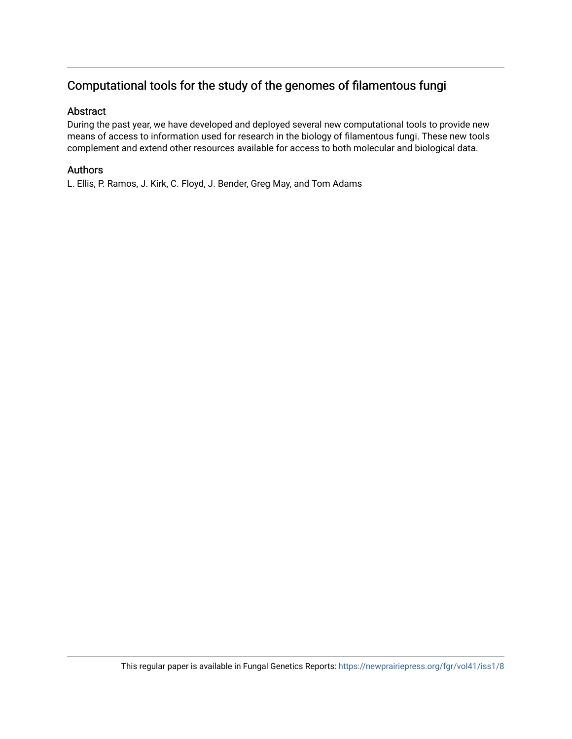# Computational tools for the study of the genomes of filamentous fungi

## Abstract

During the past year, we have developed and deployed several new computational tools to provide new means of access to information used for research in the biology of filamentous fungi. These new tools complement and extend other resources available for access to both molecular and biological data.

## Authors

L. Ellis, P. Ramos, J. Kirk, C. Floyd, J. Bender, Greg May, and Tom Adams

This regular paper is available in Fungal Genetics Reports: https://newprairiepress.org/fgr/vol41/iss1/8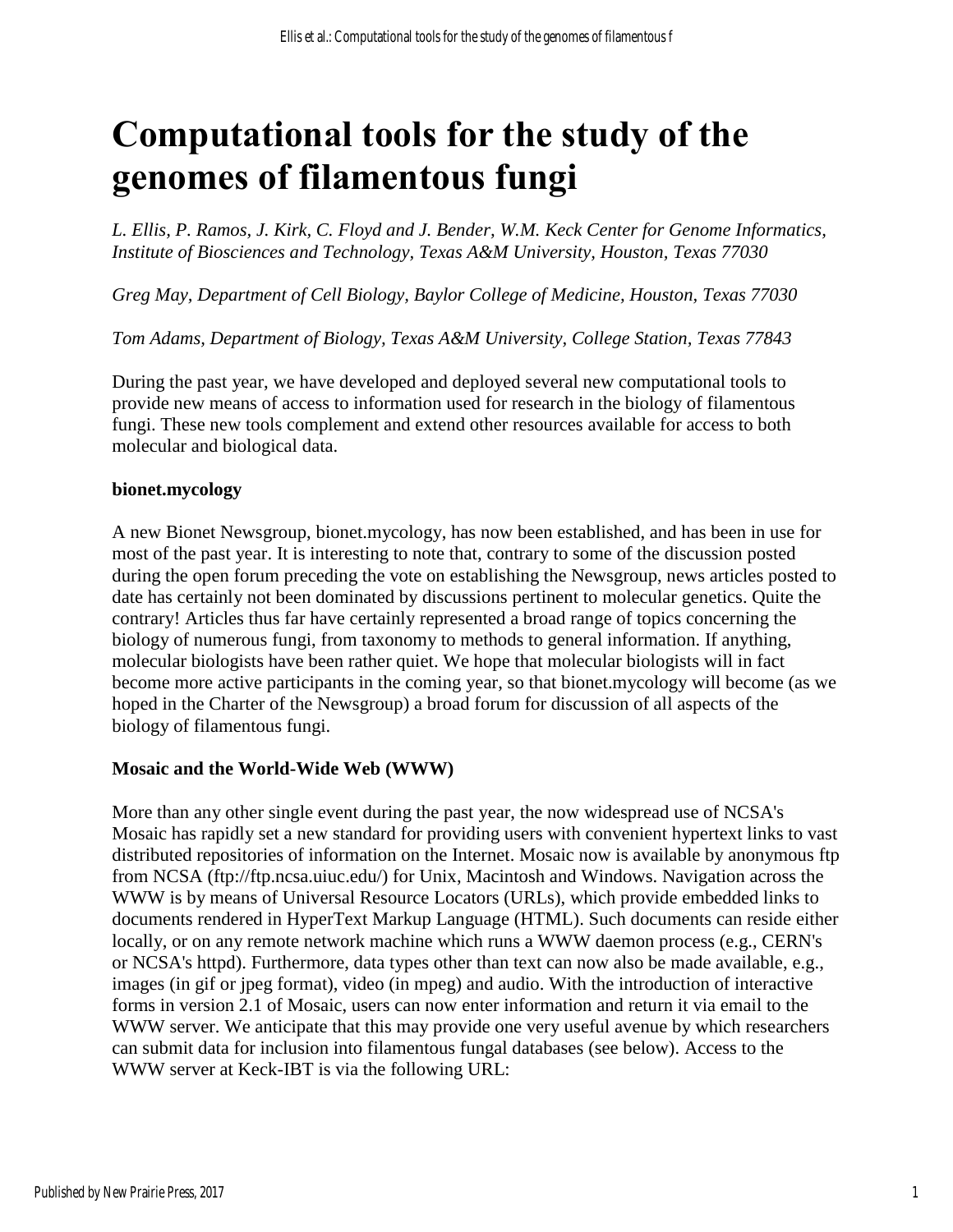# Computational tools for the study of the genomes of filamentous fungi

*L. Ellis, P. Ramos, J. Kirk, C. Floyd and J. Bender, W.M. Keck Center for Genome Informatics, Institute of Biosciences and Technology, Texas A&M University, Houston, Texas 77030*

*Greg May, Department of Cell Biology, Baylor College of Medicine, Houston, Texas 77030*

*Tom Adams, Department of Biology, Texas A&M University, College Station, Texas 77843*

During the past year, we have developed and deployed several new computational tools to provide new means of access to information used for research in the biology of filamentous fungi. These new tools complement and extend other resources available for access to both molecular and biological data.

**bionet.mycology**

A new Bionet Newsgroup, bionet.mycology, has now been established, and has been in use for most of the past year. It is interesting to note that, contrary to some of the discussion posted during the open forum preceding the vote on establishing the Newsgroup, news articles posted to date has certainly not been dominated by discussions pertinent to molecular genetics. Quite the contrary! Articles thus far have certainly represented a broad range of topics concerning the biology of numerous fungi, from taxonomy to methods to general information. If anything, molecular biologists have been rather quiet. We hope that molecular biologists will in fact become more active participants in the coming year, so that bionet.mycology will become (as we hoped in the Charter of the Newsgroup) a broad forum for discussion of all aspects of the biology of filamentous fungi.

**Mosaic and the World-Wide Web (WWW)**

More than any other single event during the past year, the now widespread use of NCSA's Mosaic has rapidly set a new standard for providing users with convenient hypertext links to vast distributed repositories of information on the Internet. Mosaic now is available by anonymous ftp from NCSA (ftp://ftp.ncsa.uiuc.edu/) for Unix, Macintosh and Windows. Navigation across the WWW is by means of Universal Resource Locators (URLs), which provide embedded links to documents rendered in HyperText Markup Language (HTML). Such documents can reside either locally, or on any remote network machine which runs a WWW daemon process (e.g., CERN's or NCSA's httpd). Furthermore, data types other than text can now also be made available, e.g., images (in gif or jpeg format), video (in mpeg) and audio. With the introduction of interactive forms in version 2.1 of Mosaic, users can now enter information and return it via email to the WWW server. We anticipate that this may provide one very useful avenue by which researchers can submit data for inclusion into filamentous fungal databases (see below). Access to the WWW server at Keck-IBT is via the following URL: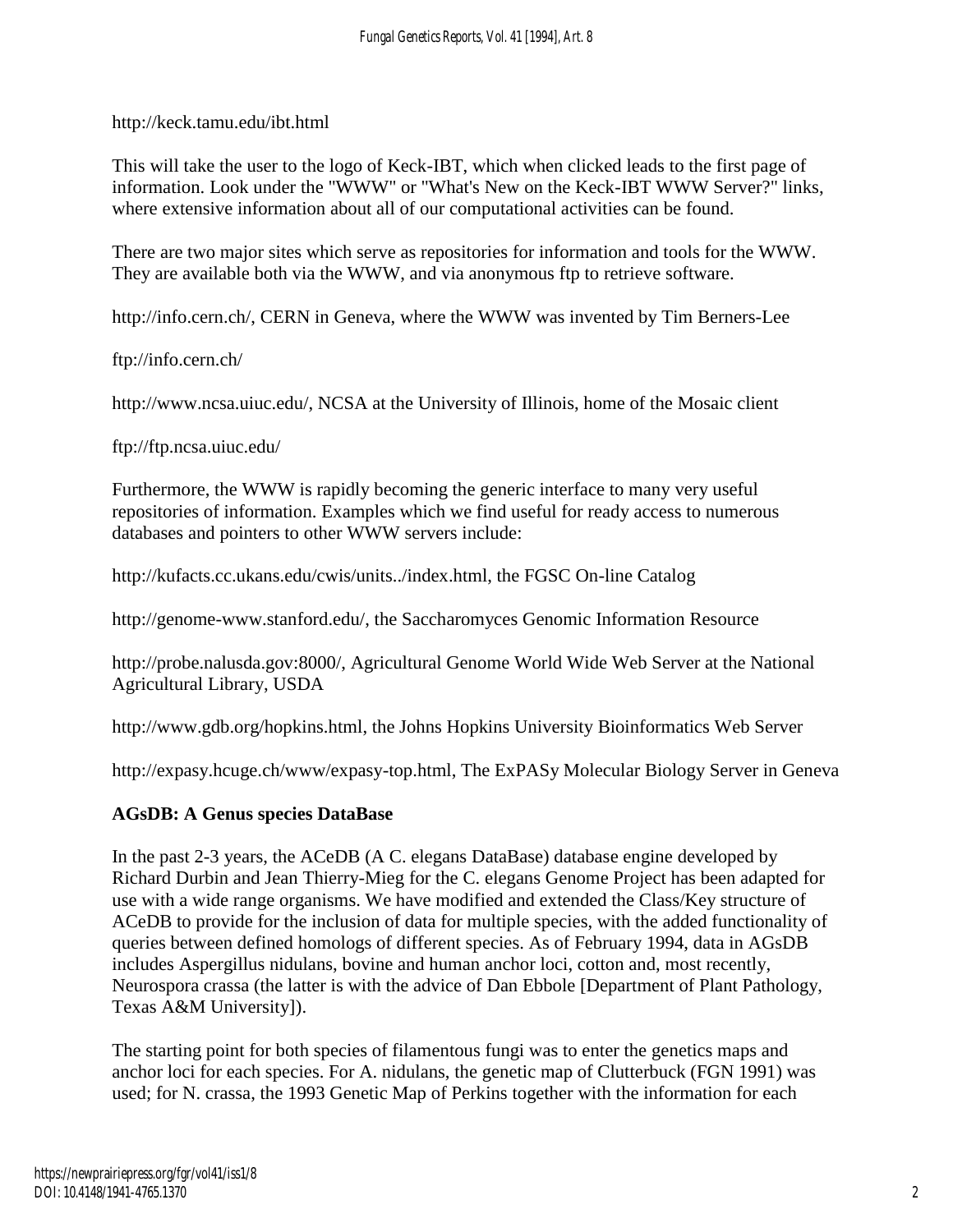http://keck.tamu.edu/ibt.html

This will take the user to the logo of Keck-IBT, which when clicked leads to the first page of information. Look under the "WWW" or "What's New on the Keck-IBT WWW Server?" links, where extensive information about all of our computational activities can be found.

There are two major sites which serve as repositories for information and tools for the WWW. They are available both via the WWW, and via anonymous ftp to retrieve software.

http://info.cern.ch/, CERN in Geneva, where the WWW was invented by Tim Berners-Lee

ftp://info.cern.ch/

http://www.ncsa.uiuc.edu/, NCSA at the University of Illinois, home of the Mosaic client

ftp://ftp.ncsa.uiuc.edu/

Furthermore, the WWW is rapidly becoming the generic interface to many very useful repositories of information. Examples which we find useful for ready access to numerous databases and pointers to other WWW servers include:

http://kufacts.cc.ukans.edu/cwis/units../index.html, the FGSC On-line Catalog

http://genome-www.stanford.edu/, the Saccharomyces Genomic Information Resource

http://probe.nalusda.gov:8000/, Agricultural Genome World Wide Web Server at the National Agricultural Library, USDA

http://www.gdb.org/hopkins.html, the Johns Hopkins University Bioinformatics Web Server

http://expasy.hcuge.ch/www/expasy-top.html, The ExPASy Molecular Biology Server in Geneva

**AGsDB: A Genus species DataBase**

In the past 2-3 years, the ACeDB (A C. elegans DataBase) database engine developed by Richard Durbin and Jean Thierry-Mieg for the C. elegans Genome Project has been adapted for use with a wide range organisms. We have modified and extended the Class/Key structure of ACeDB to provide for the inclusion of data for multiple species, with the added functionality of queries between defined homologs of different species. As of February 1994, data in AGsDB includes Aspergillus nidulans, bovine and human anchor loci, cotton and, most recently, Neurospora crassa (the latter is with the advice of Dan Ebbole [Department of Plant Pathology, Texas A&M University]).

The starting point for both species of filamentous fungi was to enter the genetics maps and anchor loci for each species. For A. nidulans, the genetic map of Clutterbuck (FGN 1991) was used; for N. crassa, the 1993 Genetic Map of Perkins together with the information for each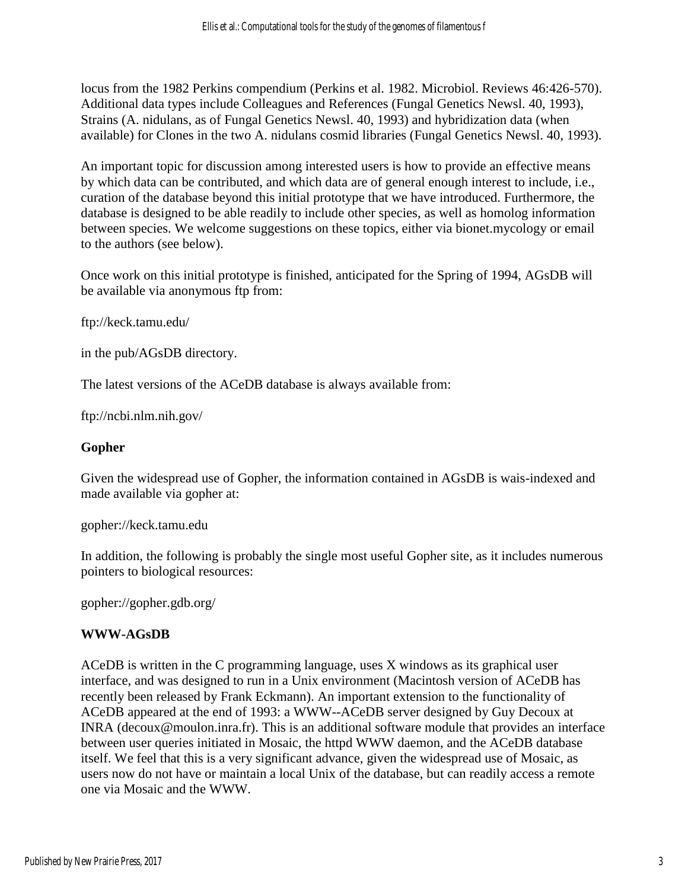locus from the 1982 Perkins compendium (Perkins et al. 1982. Microbiol. Reviews 46:426-570). Additional data types include Colleagues and References (Fungal Genetics Newsl. 40, 1993), Strains (A. nidulans, as of Fungal Genetics Newsl. 40, 1993) and hybridization data (when available) for Clones in the two A. nidulans cosmid libraries (Fungal Genetics Newsl. 40, 1993).

An important topic for discussion among interested users is how to provide an effective means by which data can be contributed, and which data are of general enough interest to include, i.e., curation of the database beyond this initial prototype that we have introduced. Furthermore, the database is designed to be able readily to include other species, as well as homolog information between species. We welcome suggestions on these topics, either via bionet.mycology or email to the authors (see below).

Once work on this initial prototype is finished, anticipated for the Spring of 1994, AGsDB will be available via anonymous ftp from:

ftp://keck.tamu.edu/

in the pub/AGsDB directory.

The latest versions of the ACeDB database is always available from:

ftp://ncbi.nlm.nih.gov/

## Gopher

Given the widespread use of Gopher, the information contained in AGsDB is wais-indexed and made available via gopher at:

gopher://keck.tamu.edu

In addition, the following is probably the single most useful Gopher site, as it includes numerous pointers to biological resources:

gopher://gopher.gdb.org/

## WWW-AGsDB

ACeDB is written in the C programming language, uses X windows as its graphical user interface, and was designed to run in a Unix environment (Macintosh version of ACeDB has recently been released by Frank Eckmann). An important extension to the functionality of ACeDB appeared at the end of 1993: a WWW--ACeDB server designed by Guy Decoux at INRA (decoux@moulon.inra.fr). This is an additional software module that provides an interface between user queries initiated in Mosaic, the httpd WWW daemon, and the ACeDB database itself. We feel that this is a very significant advance, given the widespread use of Mosaic, as users now do not have or maintain a local Unix of the database, but can readily access a remote one via Mosaic and the WWW.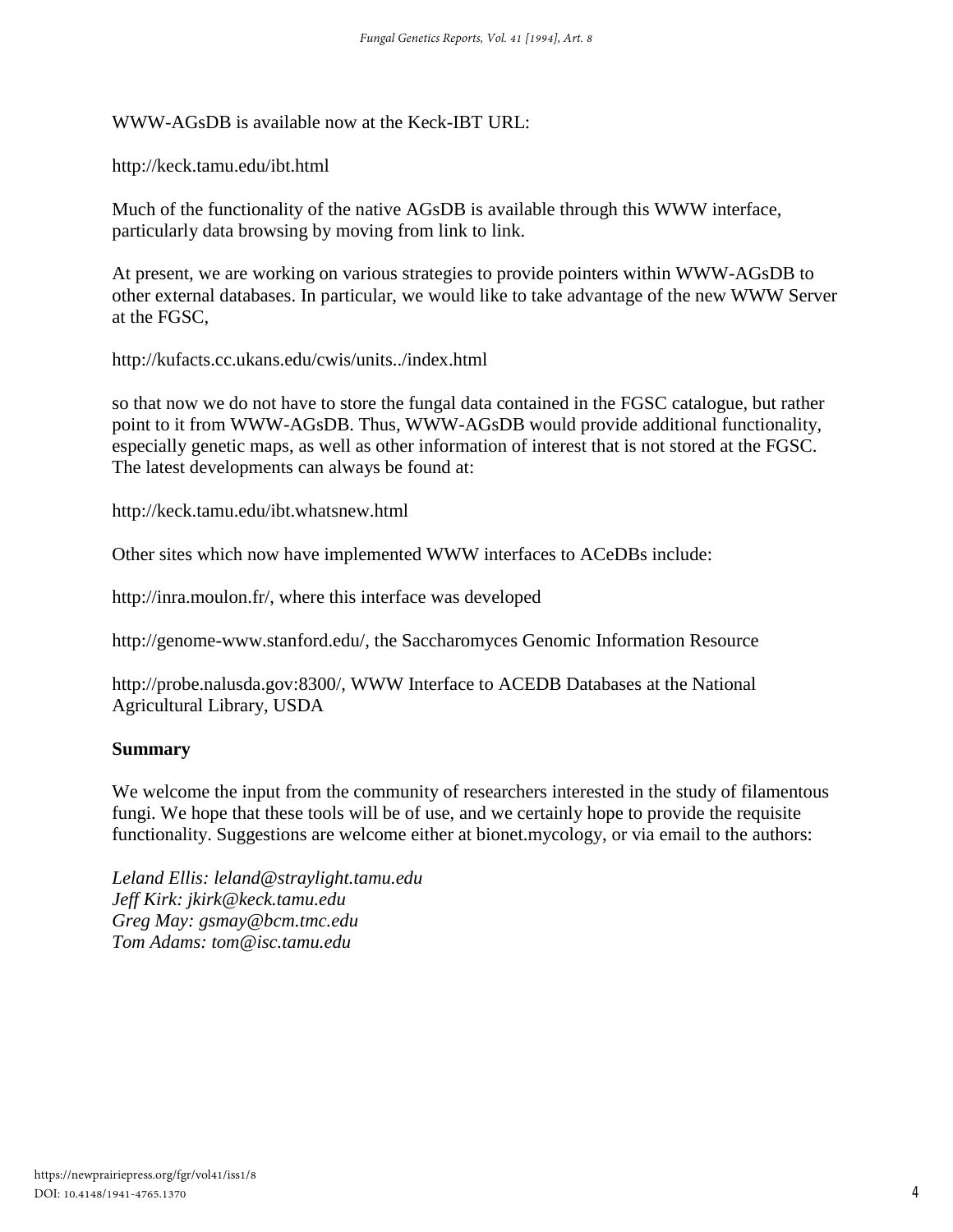WWW-AGsDB is available now at the Keck-IBT URL:

http://keck.tamu.edu/ibt.html

Much of the functionality of the native AGsDB is available through this WWW interface, particularly data browsing by moving from link to link.

At present, we are working on various strategies to provide pointers within WWW-AGsDB to other external databases. In particular, we would like to take advantage of the new WWW Server at the FGSC,

http://kufacts.cc.ukans.edu/cwis/units../index.html

so that now we do not have to store the fungal data contained in the FGSC catalogue, but rather point to it from WWW-AGsDB. Thus, WWW-AGsDB would provide additional functionality, especially genetic maps, as well as other information of interest that is not stored at the FGSC. The latest developments can always be found at:

http://keck.tamu.edu/ibt.whatsnew.html

Other sites which now have implemented WWW interfaces to ACeDBs include:

http://inra.moulon.fr/, where this interface was developed

http://genome-www.stanford.edu/, the Saccharomyces Genomic Information Resource

http://probe.nalusda.gov:8300/, WWW Interface to ACEDB Databases at the National Agricultural Library, USDA

**Summary**

We welcome the input from the community of researchers interested in the study of filamentous fungi. We hope that these tools will be of use, and we certainly hope to provide the requisite functionality. Suggestions are welcome either at bionet.mycology, or via email to the authors:

*Leland Ellis: leland@straylight.tamu.edu*
*Jeff Kirk: jkirk@keck.tamu.edu*
*Greg May: gsmay@bcm.tmc.edu*
*Tom Adams: tom@isc.tamu.edu*